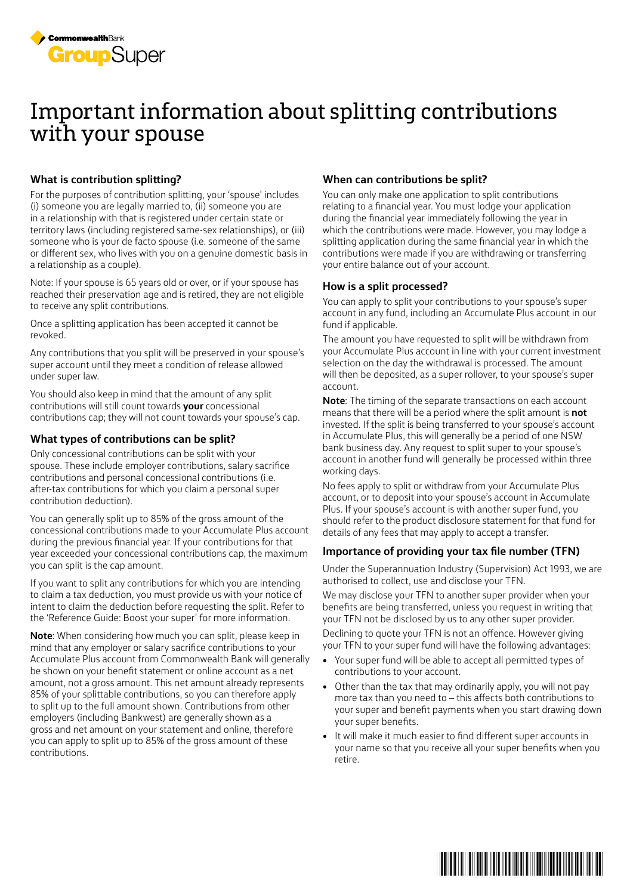# Important information about splitting contributions with your spouse

## What is contribution splitting?

For the purposes of contribution splitting, your 'spouse' includes (i) someone you are legally married to, (ii) someone you are in a relationship with that is registered under certain state or territory laws (including registered same-sex relationships), or (iii) someone who is your de facto spouse (i.e. someone of the same or different sex, who lives with you on a genuine domestic basis in a relationship as a couple).

Note: If your spouse is 65 years old or over, or if your spouse has reached their preservation age and is retired, they are not eligible to receive any split contributions.

Once a splitting application has been accepted it cannot be revoked.

Any contributions that you split will be preserved in your spouse's super account until they meet a condition of release allowed under super law.

You should also keep in mind that the amount of any split contributions will still count towards **your** concessional contributions cap; they will not count towards your spouse's cap.

## What types of contributions can be split?

Only concessional contributions can be split with your spouse. These include employer contributions, salary sacrifice contributions and personal concessional contributions (i.e. after-tax contributions for which you claim a personal super contribution deduction).

You can generally split up to 85% of the gross amount of the concessional contributions made to your Accumulate Plus account during the previous financial year. If your contributions for that year exceeded your concessional contributions cap, the maximum you can split is the cap amount.

If you want to split any contributions for which you are intending to claim a tax deduction, you must provide us with your notice of intent to claim the deduction before requesting the split. Refer to the 'Reference Guide: Boost your super' for more information.

**Note**: When considering how much you can split, please keep in mind that any employer or salary sacrifice contributions to your Accumulate Plus account from Commonwealth Bank will generally be shown on your benefit statement or online account as a net amount, not a gross amount. This net amount already represents 85% of your splittable contributions, so you can therefore apply to split up to the full amount shown. Contributions from other employers (including Bankwest) are generally shown as a gross and net amount on your statement and online, therefore you can apply to split up to 85% of the gross amount of these contributions.

## When can contributions be split?

You can only make one application to split contributions relating to a financial year. You must lodge your application during the financial year immediately following the year in which the contributions were made. However, you may lodge a splitting application during the same financial year in which the contributions were made if you are withdrawing or transferring your entire balance out of your account.

## How is a split processed?

You can apply to split your contributions to your spouse's super account in any fund, including an Accumulate Plus account in our fund if applicable.

The amount you have requested to split will be withdrawn from your Accumulate Plus account in line with your current investment selection on the day the withdrawal is processed. The amount will then be deposited, as a super rollover, to your spouse's super account.

**Note**: The timing of the separate transactions on each account means that there will be a period where the split amount is **not** invested. If the split is being transferred to your spouse's account in Accumulate Plus, this will generally be a period of one NSW bank business day. Any request to split super to your spouse's account in another fund will generally be processed within three working days.

No fees apply to split or withdraw from your Accumulate Plus account, or to deposit into your spouse's account in Accumulate Plus. If your spouse's account is with another super fund, you should refer to the product disclosure statement for that fund for details of any fees that may apply to accept a transfer.

## Importance of providing your tax file number (TFN)

Under the Superannuation Industry (Supervision) Act 1993, we are authorised to collect, use and disclose your TFN.

We may disclose your TFN to another super provider when your benefits are being transferred, unless you request in writing that your TFN not be disclosed by us to any other super provider.

Declining to quote your TFN is not an offence. However giving your TFN to your super fund will have the following advantages:

- Your super fund will be able to accept all permitted types of contributions to your account.
- Other than the tax that may ordinarily apply, you will not pay more tax than you need to – this affects both contributions to your super and benefit payments when you start drawing down your super benefits.
- It will make it much easier to find different super accounts in your name so that you receive all your super benefits when you retire.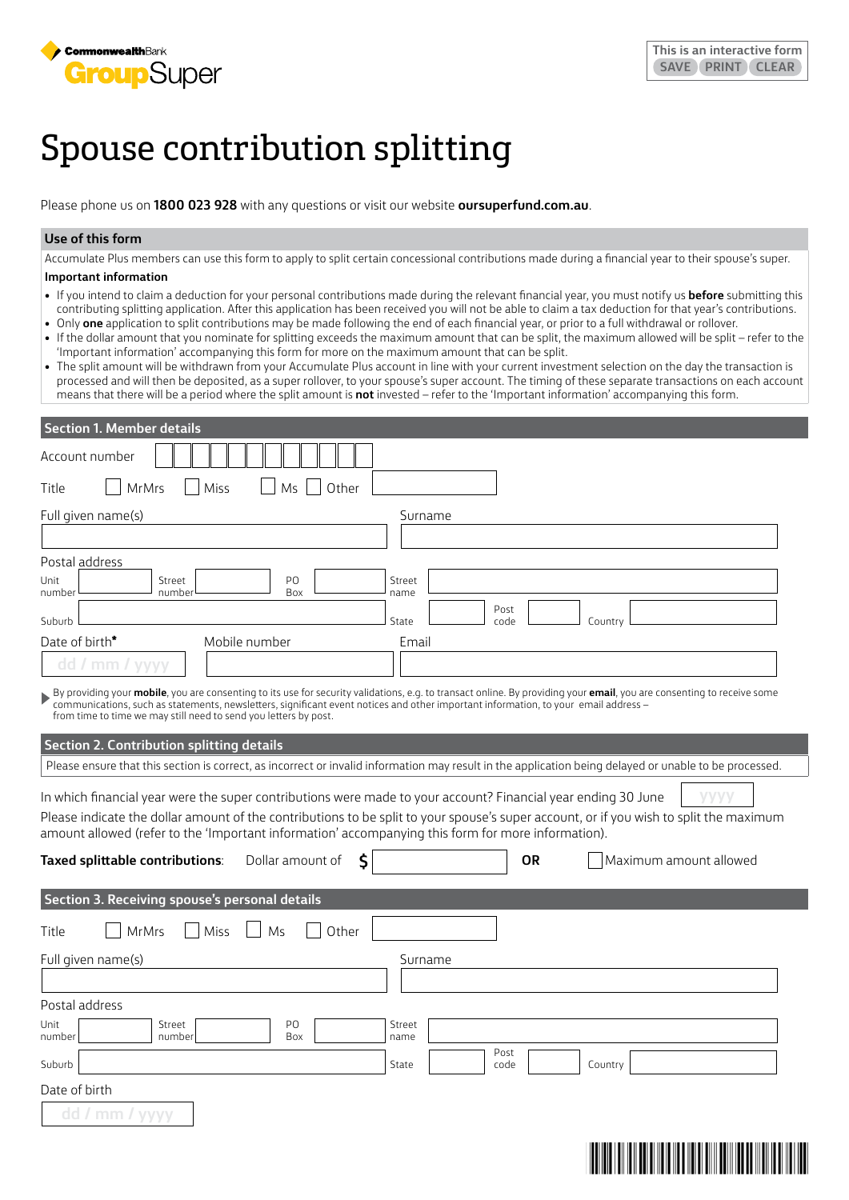CommonwealthBank GroupSuper

This is an interactive form SAVE PRINT CLEAR

# Spouse contribution splitting

Please phone us on **1800 023 928** with any questions or visit our website **oursuperfund.com.au**.

## Use of this form

Accumulate Plus members can use this form to apply to split certain concessional contributions made during a financial year to their spouse's super.

**Important information**

- If you intend to claim a deduction for your personal contributions made during the relevant financial year, you must notify us **before** submitting this contributing splitting application. After this application has been received you will not be able to claim a tax deduction for that year's contributions.
- Only **one** application to split contributions may be made following the end of each financial year, or prior to a full withdrawal or rollover.
- If the dollar amount that you nominate for splitting exceeds the maximum amount that can be split, the maximum allowed will be split – refer to the 'Important information' accompanying this form for more on the maximum amount that can be split.
- The split amount will be withdrawn from your Accumulate Plus account in line with your current investment selection on the day the transaction is processed and will then be deposited, as a super rollover, to your spouse's super account. The timing of these separate transactions on each account means that there will be a period where the split amount is **not** invested – refer to the 'Important information' accompanying this form.

## Section 1. Member details

Account number

Title ☐ MrMrs ☐ Miss ☐ Ms ☐ Other

Full given name(s) Surname

Postal address

Unit number Street number PO Box Street name

Suburb State Post code Country

Date of birth* dd / mm / yyyy Mobile number Email

By providing your **mobile**, you are consenting to its use for security validations, e.g. to transact online. By providing your **email**, you are consenting to receive some communications, such as statements, newsletters, significant event notices and other important information, to your email address – from time to time we may still need to send you letters by post.

## Section 2. Contribution splitting details

Please ensure that this section is correct, as incorrect or invalid information may result in the application being delayed or unable to be processed.

In which financial year were the super contributions were made to your account? Financial year ending 30 June yyyy

Please indicate the dollar amount of the contributions to be split to your spouse's super account, or if you wish to split the maximum amount allowed (refer to the 'Important information' accompanying this form for more information).

**Taxed splittable contributions**: Dollar amount of $ **OR** ☐ Maximum amount allowed

## Section 3. Receiving spouse's personal details

Title ☐ MrMrs ☐ Miss ☐ Ms ☐ Other

Full given name(s) Surname

Postal address

Unit number Street number PO Box Street name

Suburb State Post code Country

Date of birth dd / mm / yyyy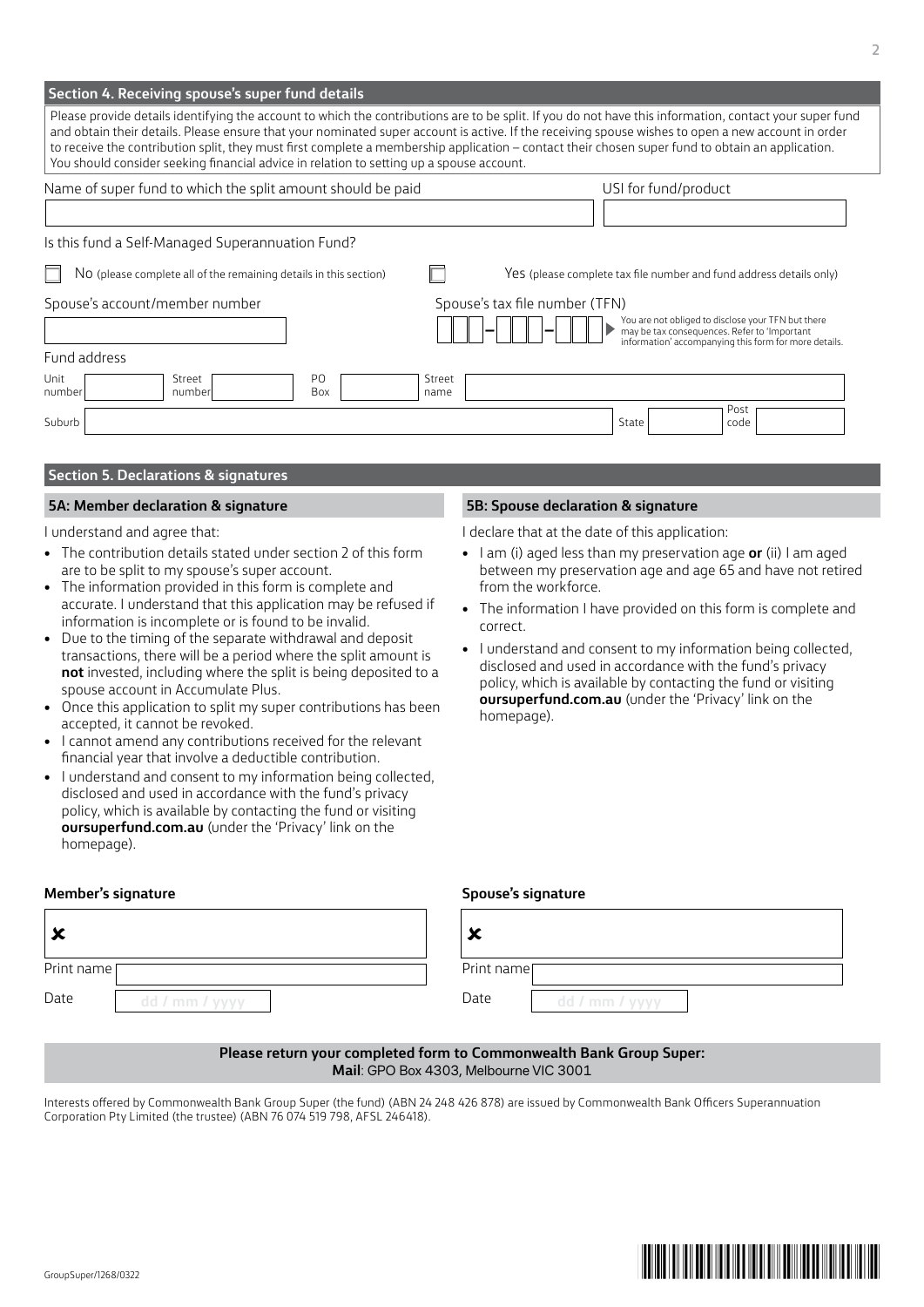## Section 4. Receiving spouse's super fund details

Please provide details identifying the account to which the contributions are to be split. If you do not have this information, contact your super fund and obtain their details. Please ensure that your nominated super account is active. If the receiving spouse wishes to open a new account in order to receive the contribution split, they must first complete a membership application – contact their chosen super fund to obtain an application. You should consider seeking financial advice in relation to setting up a spouse account.

Name of super fund to which the split amount should be paid

USI for fund/product

Is this fund a Self-Managed Superannuation Fund?

☐ No (please complete all of the remaining details in this section)

☐ Yes (please complete tax file number and fund address details only)

Spouse's account/member number

Spouse's tax file number (TFN)

You are not obliged to disclose your TFN but there may be tax consequences. Refer to 'Important information' accompanying this form for more details.

Fund address

Unit number | Street number | PO Box | Street name

Suburb | State | Post code

## Section 5. Declarations & signatures

### 5A: Member declaration & signature

I understand and agree that:

- The contribution details stated under section 2 of this form are to be split to my spouse's super account.
- The information provided in this form is complete and accurate. I understand that this application may be refused if information is incomplete or is found to be invalid.
- Due to the timing of the separate withdrawal and deposit transactions, there will be a period where the split amount is **not** invested, including where the split is being deposited to a spouse account in Accumulate Plus.
- Once this application to split my super contributions has been accepted, it cannot be revoked.
- I cannot amend any contributions received for the relevant financial year that involve a deductible contribution.
- I understand and consent to my information being collected, disclosed and used in accordance with the fund's privacy policy, which is available by contacting the fund or visiting **oursuperfund.com.au** (under the 'Privacy' link on the homepage).

**Member's signature**

✘

Print name

Date dd / mm / yyyy

### 5B: Spouse declaration & signature

I declare that at the date of this application:

- I am (i) aged less than my preservation age **or** (ii) I am aged between my preservation age and age 65 and have not retired from the workforce.
- The information I have provided on this form is complete and correct.
- I understand and consent to my information being collected, disclosed and used in accordance with the fund's privacy policy, which is available by contacting the fund or visiting **oursuperfund.com.au** (under the 'Privacy' link on the homepage).

**Spouse's signature**

✘

Print name

Date dd / mm / yyyy

**Please return your completed form to Commonwealth Bank Group Super:**
**Mail**: GPO Box 4303, Melbourne VIC 3001

Interests offered by Commonwealth Bank Group Super (the fund) (ABN 24 248 426 878) are issued by Commonwealth Bank Officers Superannuation Corporation Pty Limited (the trustee) (ABN 76 074 519 798, AFSL 246418).

GroupSuper/1268/0322